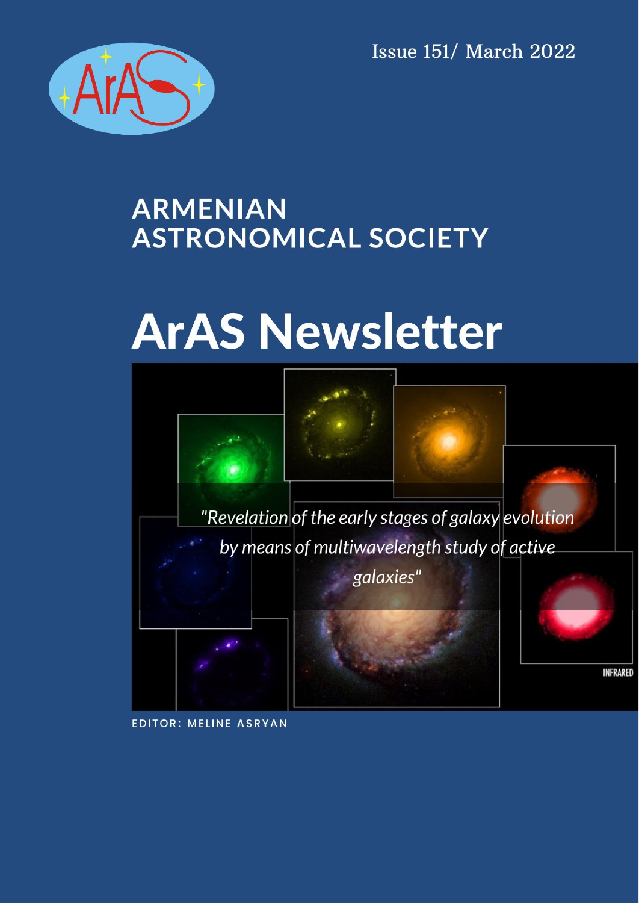Issue 151/ March 2022

# ARMENIAN ASTRONOMICAL SOCIETY

# ArAS Newsletter

*"Revelation of the early stages of galaxy evolution by means of multiwavelength study of active galaxies"*

EDITOR: MELINE ASRYAN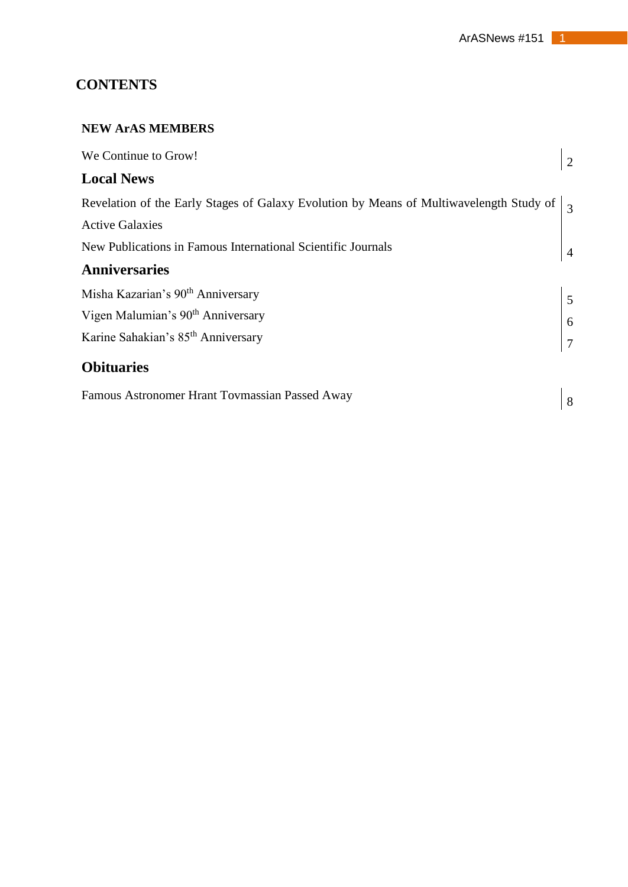# CONTENTS

## NEW ArAS MEMBERS

| | |
|---|---|
| We Continue to Grow! | 2 |

## Local News

| | |
|---|---|
| Revelation of the Early Stages of Galaxy Evolution by Means of Multiwavelength Study of Active Galaxies | 3 |
| New Publications in Famous International Scientific Journals | 4 |

## Anniversaries

| | |
|---|---|
| Misha Kazarian's 90th Anniversary | 5 |
| Vigen Malumian's 90th Anniversary | 6 |
| Karine Sahakian's 85th Anniversary | 7 |

## Obituaries

| | |
|---|---|
| Famous Astronomer Hrant Tovmassian Passed Away | 8 |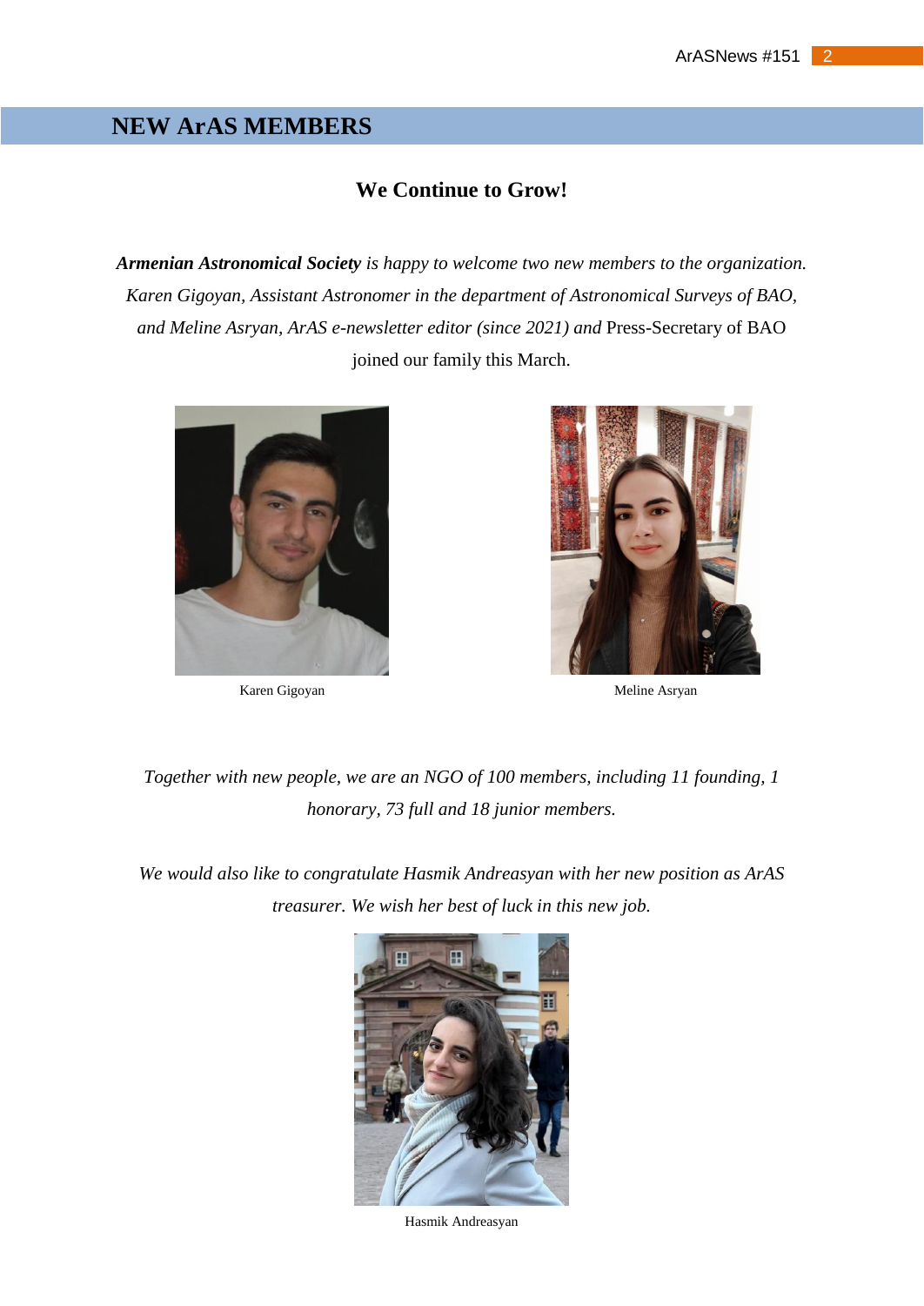# NEW ArAS MEMBERS

## We Continue to Grow!

***Armenian Astronomical Society*** *is happy to welcome two new members to the organization. Karen Gigoyan, Assistant Astronomer in the department of Astronomical Surveys of BAO, and Meline Asryan, ArAS e-newsletter editor (since 2021) and* Press-Secretary of BAO joined our family this March.

Karen Gigoyan

Meline Asryan

*Together with new people, we are an NGO of 100 members, including 11 founding, 1 honorary, 73 full and 18 junior members.*

*We would also like to congratulate Hasmik Andreasyan with her new position as ArAS treasurer. We wish her best of luck in this new job.*

Hasmik Andreasyan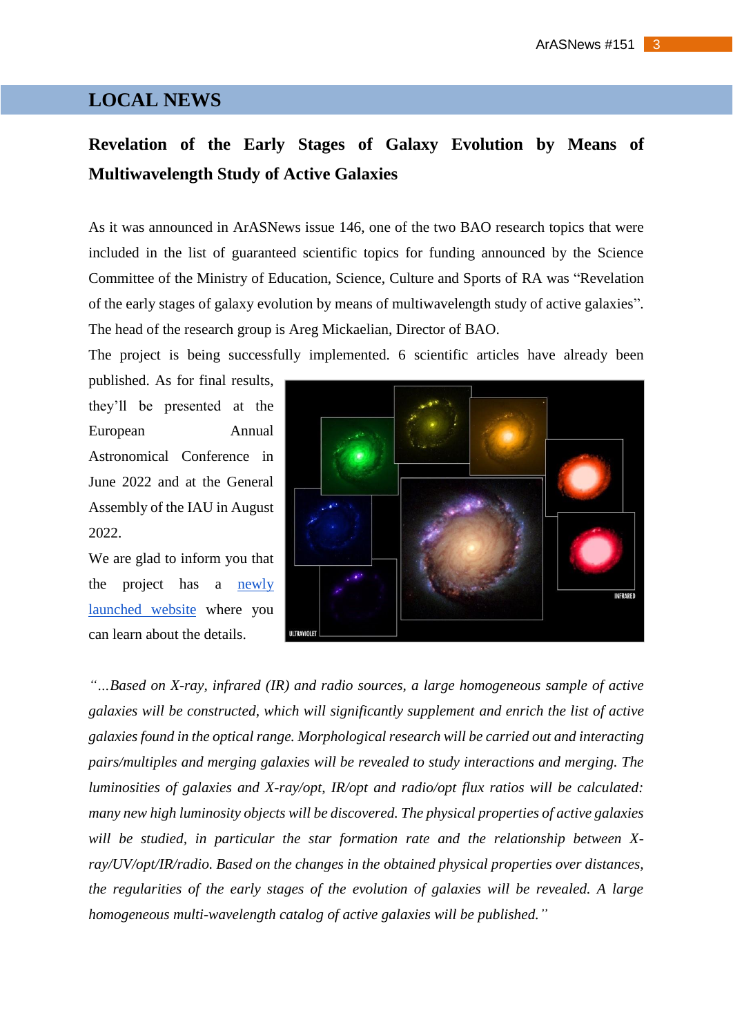# LOCAL NEWS

## Revelation of the Early Stages of Galaxy Evolution by Means of Multiwavelength Study of Active Galaxies

As it was announced in ArASNews issue 146, one of the two BAO research topics that were included in the list of guaranteed scientific topics for funding announced by the Science Committee of the Ministry of Education, Science, Culture and Sports of RA was "Revelation of the early stages of galaxy evolution by means of multiwavelength study of active galaxies". The head of the research group is Areg Mickaelian, Director of BAO.

The project is being successfully implemented. 6 scientific articles have already been published. As for final results, they'll be presented at the European Annual Astronomical Conference in June 2022 and at the General Assembly of the IAU in August 2022.

We are glad to inform you that the project has a newly launched website where you can learn about the details.

*"…Based on X-ray, infrared (IR) and radio sources, a large homogeneous sample of active galaxies will be constructed, which will significantly supplement and enrich the list of active galaxies found in the optical range. Morphological research will be carried out and interacting pairs/multiples and merging galaxies will be revealed to study interactions and merging. The luminosities of galaxies and X-ray/opt, IR/opt and radio/opt flux ratios will be calculated: many new high luminosity objects will be discovered. The physical properties of active galaxies will be studied, in particular the star formation rate and the relationship between X-ray/UV/opt/IR/radio. Based on the changes in the obtained physical properties over distances, the regularities of the early stages of the evolution of galaxies will be revealed. A large homogeneous multi-wavelength catalog of active galaxies will be published."*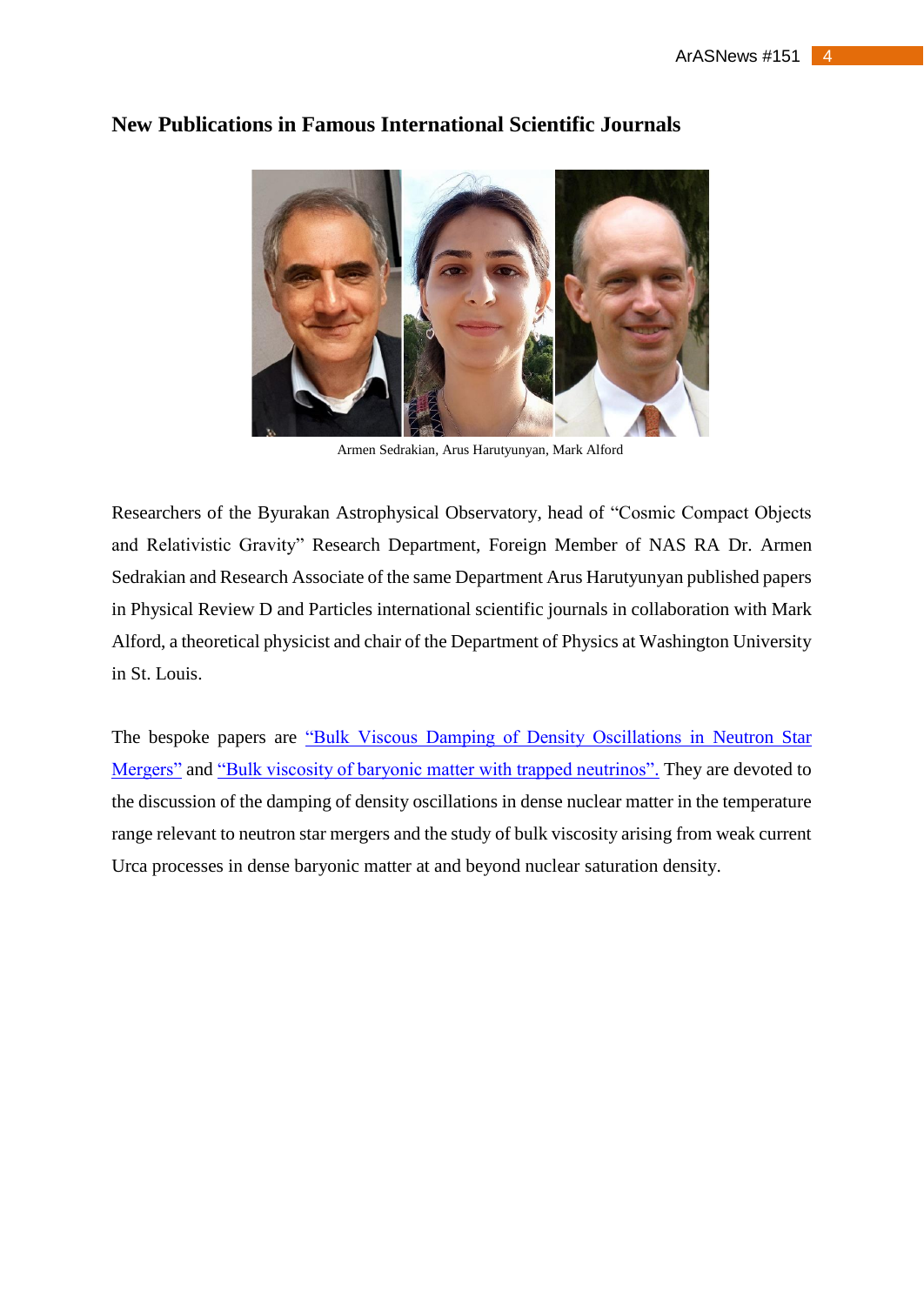## New Publications in Famous International Scientific Journals

Armen Sedrakian, Arus Harutyunyan, Mark Alford

Researchers of the Byurakan Astrophysical Observatory, head of "Cosmic Compact Objects and Relativistic Gravity" Research Department, Foreign Member of NAS RA Dr. Armen Sedrakian and Research Associate of the same Department Arus Harutyunyan published papers in Physical Review D and Particles international scientific journals in collaboration with Mark Alford, a theoretical physicist and chair of the Department of Physics at Washington University in St. Louis.

The bespoke papers are "Bulk Viscous Damping of Density Oscillations in Neutron Star Mergers" and "Bulk viscosity of baryonic matter with trapped neutrinos". They are devoted to the discussion of the damping of density oscillations in dense nuclear matter in the temperature range relevant to neutron star mergers and the study of bulk viscosity arising from weak current Urca processes in dense baryonic matter at and beyond nuclear saturation density.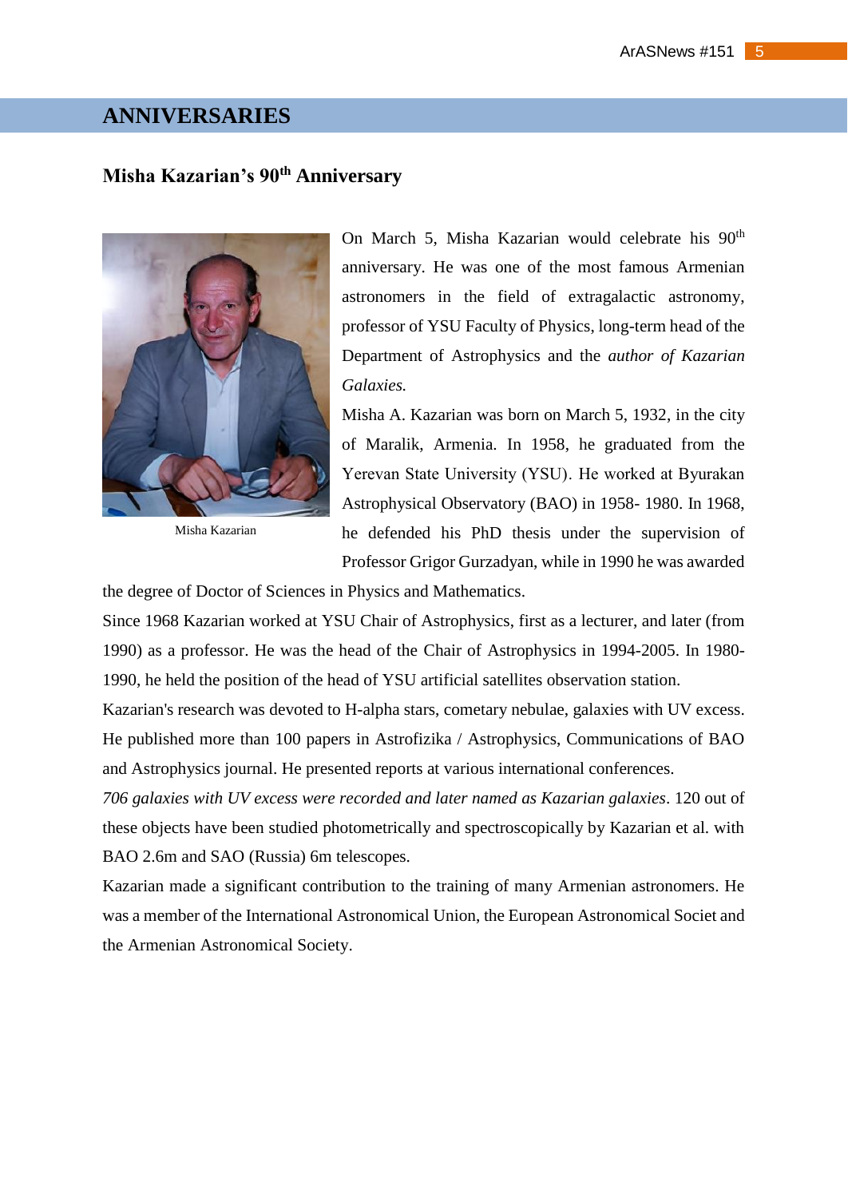# ANNIVERSARIES

## Misha Kazarian's 90th Anniversary

Misha Kazarian

On March 5, Misha Kazarian would celebrate his 90th anniversary. He was one of the most famous Armenian astronomers in the field of extragalactic astronomy, professor of YSU Faculty of Physics, long-term head of the Department of Astrophysics and the *author of Kazarian Galaxies.*

Misha A. Kazarian was born on March 5, 1932, in the city of Maralik, Armenia. In 1958, he graduated from the Yerevan State University (YSU). He worked at Byurakan Astrophysical Observatory (BAO) in 1958- 1980. In 1968, he defended his PhD thesis under the supervision of Professor Grigor Gurzadyan, while in 1990 he was awarded the degree of Doctor of Sciences in Physics and Mathematics.

Since 1968 Kazarian worked at YSU Chair of Astrophysics, first as a lecturer, and later (from 1990) as a professor. He was the head of the Chair of Astrophysics in 1994-2005. In 1980-1990, he held the position of the head of YSU artificial satellites observation station.

Kazarian's research was devoted to H-alpha stars, cometary nebulae, galaxies with UV excess. He published more than 100 papers in Astrofizika / Astrophysics, Communications of BAO and Astrophysics journal. He presented reports at various international conferences.

*706 galaxies with UV excess were recorded and later named as Kazarian galaxies*. 120 out of these objects have been studied photometrically and spectroscopically by Kazarian et al. with BAO 2.6m and SAO (Russia) 6m telescopes.

Kazarian made a significant contribution to the training of many Armenian astronomers. He was a member of the International Astronomical Union, the European Astronomical Societ and the Armenian Astronomical Society.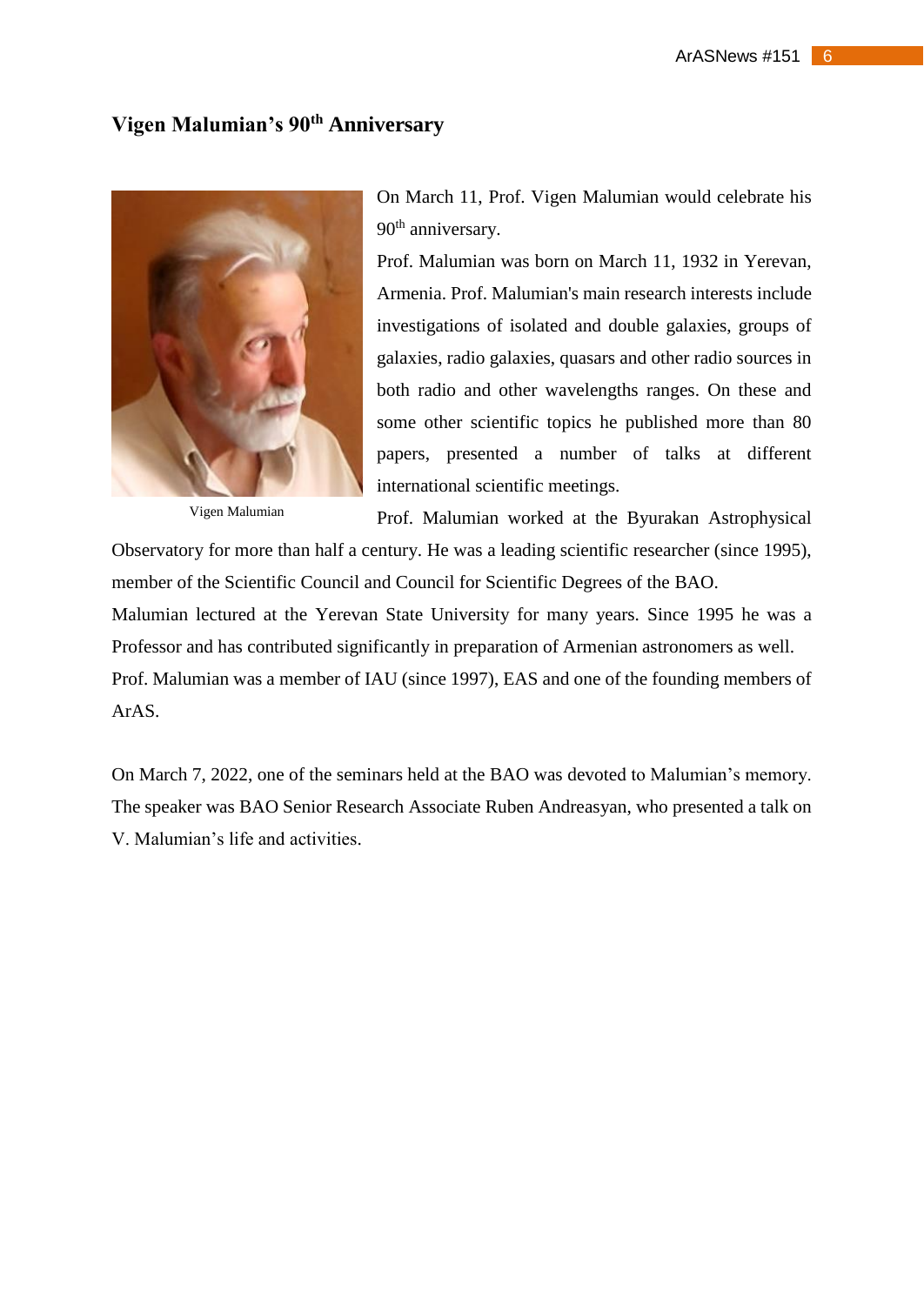## Vigen Malumian's 90th Anniversary

Vigen Malumian

On March 11, Prof. Vigen Malumian would celebrate his 90th anniversary.

Prof. Malumian was born on March 11, 1932 in Yerevan, Armenia. Prof. Malumian's main research interests include investigations of isolated and double galaxies, groups of galaxies, radio galaxies, quasars and other radio sources in both radio and other wavelengths ranges. On these and some other scientific topics he published more than 80 papers, presented a number of talks at different international scientific meetings.

Prof. Malumian worked at the Byurakan Astrophysical Observatory for more than half a century. He was a leading scientific researcher (since 1995), member of the Scientific Council and Council for Scientific Degrees of the BAO.

Malumian lectured at the Yerevan State University for many years. Since 1995 he was a Professor and has contributed significantly in preparation of Armenian astronomers as well.

Prof. Malumian was a member of IAU (since 1997), EAS and one of the founding members of ArAS.

On March 7, 2022, one of the seminars held at the BAO was devoted to Malumian's memory. The speaker was BAO Senior Research Associate Ruben Andreasyan, who presented a talk on V. Malumian's life and activities.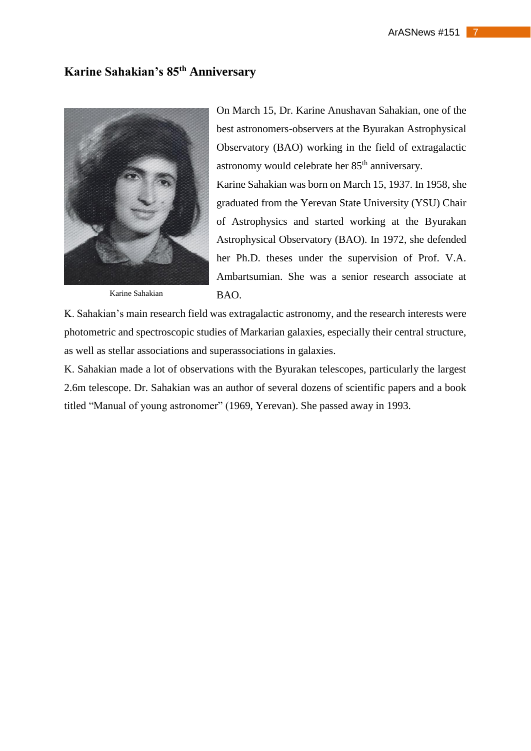## Karine Sahakian's 85th Anniversary

Karine Sahakian

On March 15, Dr. Karine Anushavan Sahakian, one of the best astronomers-observers at the Byurakan Astrophysical Observatory (BAO) working in the field of extragalactic astronomy would celebrate her 85th anniversary.

Karine Sahakian was born on March 15, 1937. In 1958, she graduated from the Yerevan State University (YSU) Chair of Astrophysics and started working at the Byurakan Astrophysical Observatory (BAO). In 1972, she defended her Ph.D. theses under the supervision of Prof. V.A. Ambartsumian. She was a senior research associate at BAO.

K. Sahakian's main research field was extragalactic astronomy, and the research interests were photometric and spectroscopic studies of Markarian galaxies, especially their central structure, as well as stellar associations and superassociations in galaxies.

K. Sahakian made a lot of observations with the Byurakan telescopes, particularly the largest 2.6m telescope. Dr. Sahakian was an author of several dozens of scientific papers and a book titled "Manual of young astronomer" (1969, Yerevan). She passed away in 1993.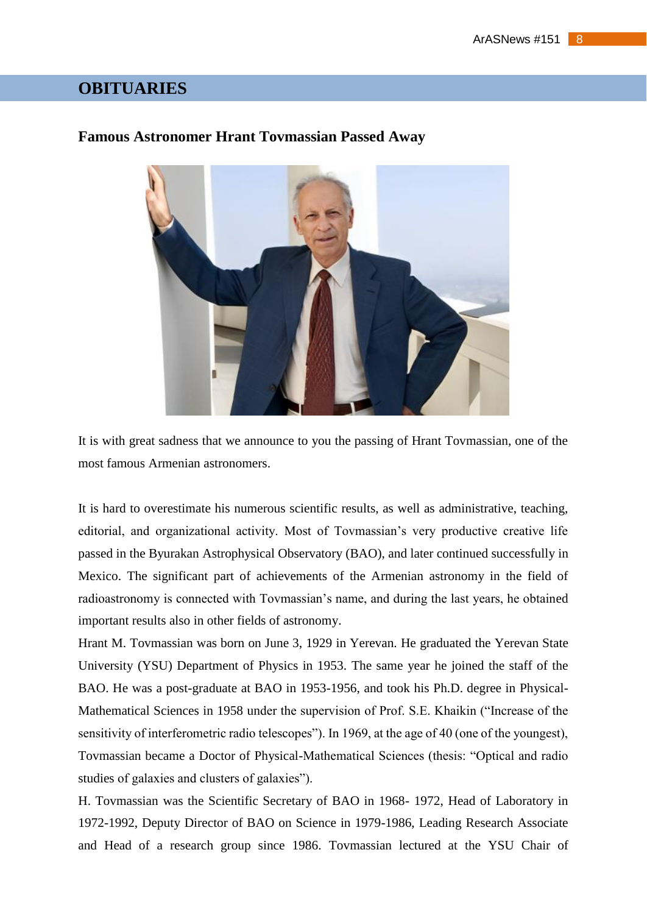# OBITUARIES

## Famous Astronomer Hrant Tovmassian Passed Away

It is with great sadness that we announce to you the passing of Hrant Tovmassian, one of the most famous Armenian astronomers.

It is hard to overestimate his numerous scientific results, as well as administrative, teaching, editorial, and organizational activity. Most of Tovmassian's very productive creative life passed in the Byurakan Astrophysical Observatory (BAO), and later continued successfully in Mexico. The significant part of achievements of the Armenian astronomy in the field of radioastronomy is connected with Tovmassian's name, and during the last years, he obtained important results also in other fields of astronomy.

Hrant M. Tovmassian was born on June 3, 1929 in Yerevan. He graduated the Yerevan State University (YSU) Department of Physics in 1953. The same year he joined the staff of the BAO. He was a post-graduate at BAO in 1953-1956, and took his Ph.D. degree in Physical-Mathematical Sciences in 1958 under the supervision of Prof. S.E. Khaikin ("Increase of the sensitivity of interferometric radio telescopes"). In 1969, at the age of 40 (one of the youngest), Tovmassian became a Doctor of Physical-Mathematical Sciences (thesis: "Optical and radio studies of galaxies and clusters of galaxies").

H. Tovmassian was the Scientific Secretary of BAO in 1968- 1972, Head of Laboratory in 1972-1992, Deputy Director of BAO on Science in 1979-1986, Leading Research Associate and Head of a research group since 1986. Tovmassian lectured at the YSU Chair of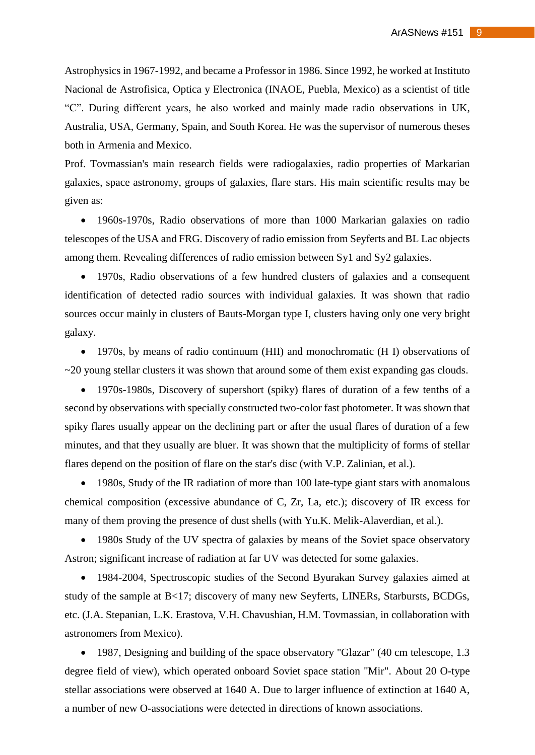Astrophysics in 1967-1992, and became a Professor in 1986. Since 1992, he worked at Instituto Nacional de Astrofisica, Optica y Electronica (INAOE, Puebla, Mexico) as a scientist of title "C". During different years, he also worked and mainly made radio observations in UK, Australia, USA, Germany, Spain, and South Korea. He was the supervisor of numerous theses both in Armenia and Mexico.

Prof. Tovmassian's main research fields were radiogalaxies, radio properties of Markarian galaxies, space astronomy, groups of galaxies, flare stars. His main scientific results may be given as:

- 1960s-1970s, Radio observations of more than 1000 Markarian galaxies on radio telescopes of the USA and FRG. Discovery of radio emission from Seyferts and BL Lac objects among them. Revealing differences of radio emission between Sy1 and Sy2 galaxies.
- 1970s, Radio observations of a few hundred clusters of galaxies and a consequent identification of detected radio sources with individual galaxies. It was shown that radio sources occur mainly in clusters of Bauts-Morgan type I, clusters having only one very bright galaxy.
- 1970s, by means of radio continuum (HII) and monochromatic (H I) observations of ~20 young stellar clusters it was shown that around some of them exist expanding gas clouds.
- 1970s-1980s, Discovery of supershort (spiky) flares of duration of a few tenths of a second by observations with specially constructed two-color fast photometer. It was shown that spiky flares usually appear on the declining part or after the usual flares of duration of a few minutes, and that they usually are bluer. It was shown that the multiplicity of forms of stellar flares depend on the position of flare on the star's disc (with V.P. Zalinian, et al.).
- 1980s, Study of the IR radiation of more than 100 late-type giant stars with anomalous chemical composition (excessive abundance of C, Zr, La, etc.); discovery of IR excess for many of them proving the presence of dust shells (with Yu.K. Melik-Alaverdian, et al.).
- 1980s Study of the UV spectra of galaxies by means of the Soviet space observatory Astron; significant increase of radiation at far UV was detected for some galaxies.
- 1984-2004, Spectroscopic studies of the Second Byurakan Survey galaxies aimed at study of the sample at B<17; discovery of many new Seyferts, LINERs, Starbursts, BCDGs, etc. (J.A. Stepanian, L.K. Erastova, V.H. Chavushian, H.M. Tovmassian, in collaboration with astronomers from Mexico).
- 1987, Designing and building of the space observatory "Glazar" (40 cm telescope, 1.3 degree field of view), which operated onboard Soviet space station "Mir". About 20 O-type stellar associations were observed at 1640 A. Due to larger influence of extinction at 1640 A, a number of new O-associations were detected in directions of known associations.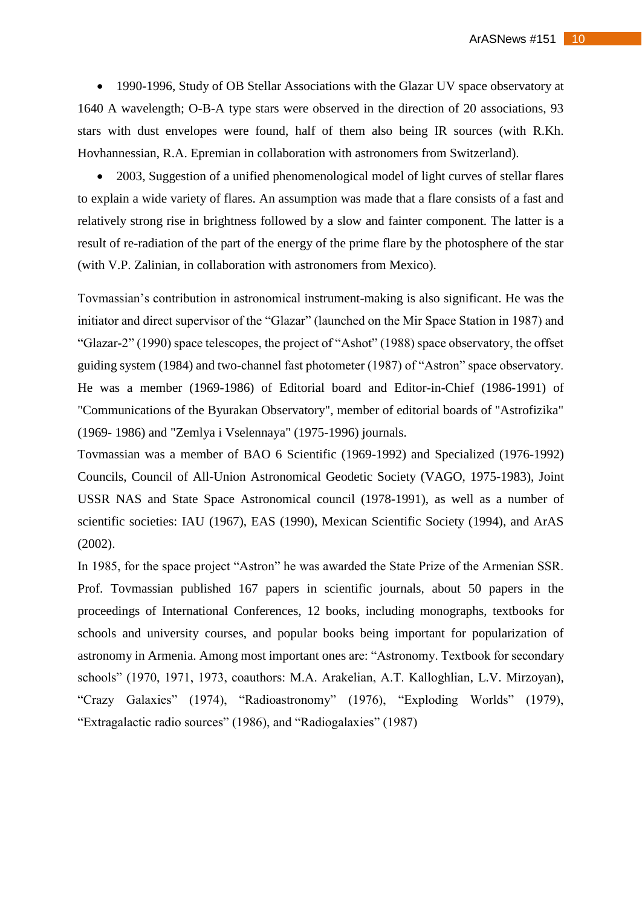- 1990-1996, Study of OB Stellar Associations with the Glazar UV space observatory at 1640 A wavelength; O-B-A type stars were observed in the direction of 20 associations, 93 stars with dust envelopes were found, half of them also being IR sources (with R.Kh. Hovhannessian, R.A. Epremian in collaboration with astronomers from Switzerland).
- 2003, Suggestion of a unified phenomenological model of light curves of stellar flares to explain a wide variety of flares. An assumption was made that a flare consists of a fast and relatively strong rise in brightness followed by a slow and fainter component. The latter is a result of re-radiation of the part of the energy of the prime flare by the photosphere of the star (with V.P. Zalinian, in collaboration with astronomers from Mexico).

Tovmassian's contribution in astronomical instrument-making is also significant. He was the initiator and direct supervisor of the "Glazar" (launched on the Mir Space Station in 1987) and "Glazar-2" (1990) space telescopes, the project of "Ashot" (1988) space observatory, the offset guiding system (1984) and two-channel fast photometer (1987) of "Astron" space observatory. He was a member (1969-1986) of Editorial board and Editor-in-Chief (1986-1991) of "Communications of the Byurakan Observatory", member of editorial boards of "Astrofizika" (1969- 1986) and "Zemlya i Vselennaya" (1975-1996) journals.

Tovmassian was a member of BAO 6 Scientific (1969-1992) and Specialized (1976-1992) Councils, Council of All-Union Astronomical Geodetic Society (VAGO, 1975-1983), Joint USSR NAS and State Space Astronomical council (1978-1991), as well as a number of scientific societies: IAU (1967), EAS (1990), Mexican Scientific Society (1994), and ArAS (2002).

In 1985, for the space project "Astron" he was awarded the State Prize of the Armenian SSR. Prof. Tovmassian published 167 papers in scientific journals, about 50 papers in the proceedings of International Conferences, 12 books, including monographs, textbooks for schools and university courses, and popular books being important for popularization of astronomy in Armenia. Among most important ones are: "Astronomy. Textbook for secondary schools" (1970, 1971, 1973, coauthors: M.A. Arakelian, A.T. Kalloghlian, L.V. Mirzoyan), "Crazy Galaxies" (1974), "Radioastronomy" (1976), "Exploding Worlds" (1979), "Extragalactic radio sources" (1986), and "Radiogalaxies" (1987)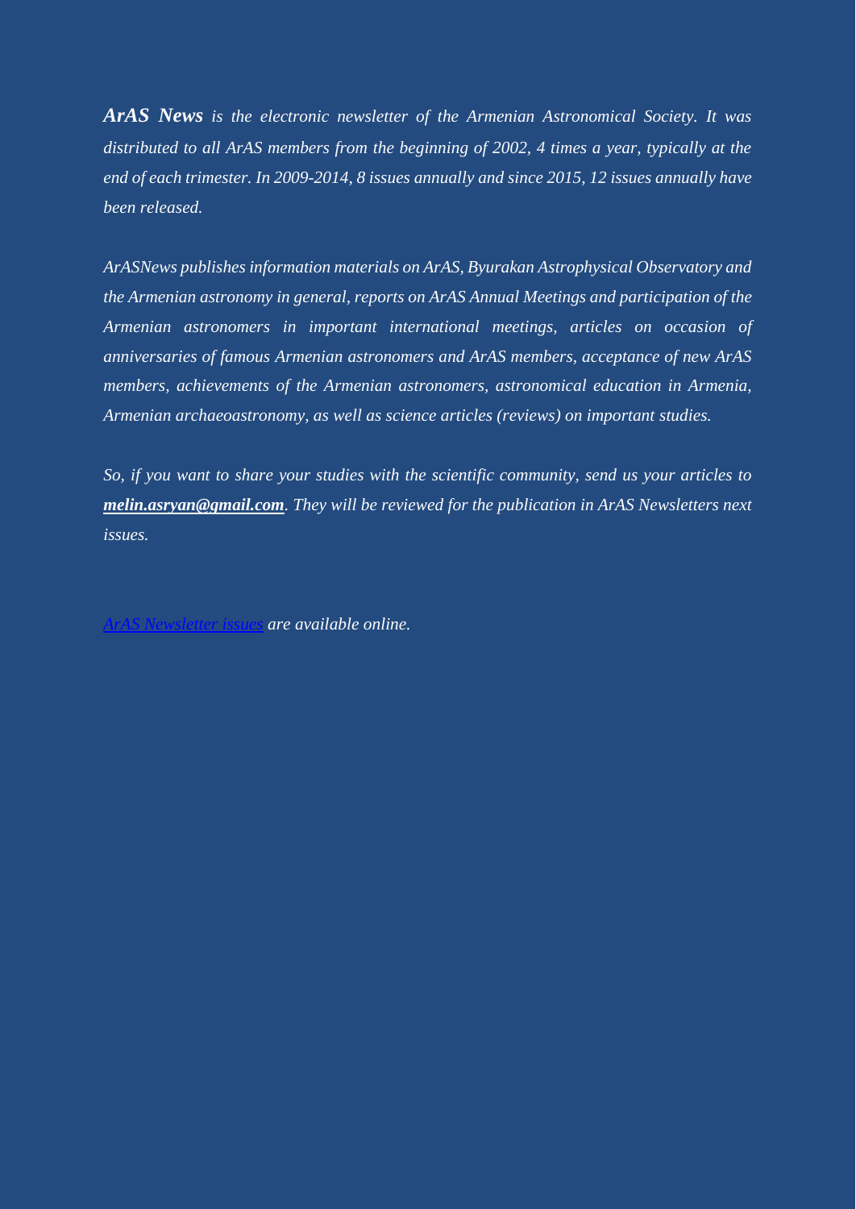***ArAS News*** *is the electronic newsletter of the Armenian Astronomical Society. It was distributed to all ArAS members from the beginning of 2002, 4 times a year, typically at the end of each trimester. In 2009-2014, 8 issues annually and since 2015, 12 issues annually have been released.*

*ArASNews publishes information materials on ArAS, Byurakan Astrophysical Observatory and the Armenian astronomy in general, reports on ArAS Annual Meetings and participation of the Armenian astronomers in important international meetings, articles on occasion of anniversaries of famous Armenian astronomers and ArAS members, acceptance of new ArAS members, achievements of the Armenian astronomers, astronomical education in Armenia, Armenian archaeoastronomy, as well as science articles (reviews) on important studies.*

*So, if you want to share your studies with the scientific community, send us your articles to* ***melin.asryan@gmail.com****. They will be reviewed for the publication in ArAS Newsletters next issues.*

*ArAS Newsletter issues are available online.*